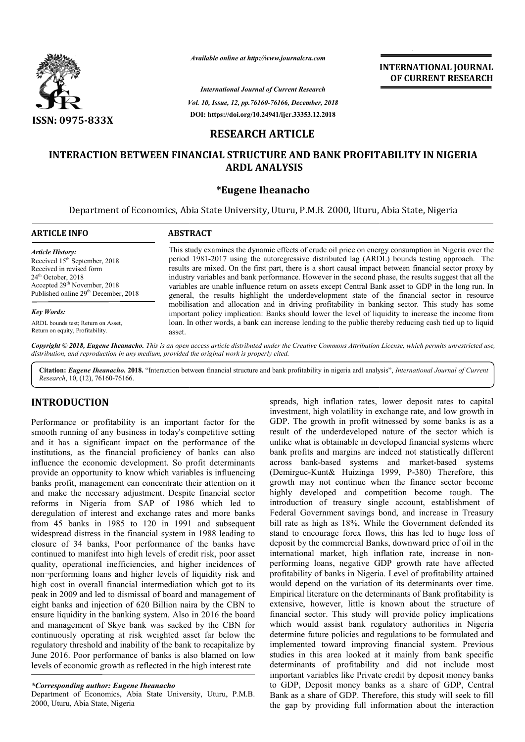ISSN: 0975-833X

*Available online at http://www.journalcra.com*

*International Journal of Current Research*
*Vol. 10, Issue, 12, pp.76160-76166, December, 2018*
**DOI: https://doi.org/10.24941/ijcr.33353.12.2018**

**INTERNATIONAL JOURNAL OF CURRENT RESEARCH**

## RESEARCH ARTICLE

# INTERACTION BETWEEN FINANCIAL STRUCTURE AND BANK PROFITABILITY IN NIGERIA ARDL ANALYSIS

**\*Eugene Iheanacho**

Department of Economics, Abia State University, Uturu, P.M.B. 2000, Uturu, Abia State, Nigeria

### ARTICLE INFO

***Article History:***
Received 15[th] September, 2018
Received in revised form
24[th] October, 2018
Accepted 29[th] November, 2018
Published online 29[th] December, 2018

***Key Words:***
ARDL bounds test; Return on Asset, Return on equity, Profitability.

### ABSTRACT

This study examines the dynamic effects of crude oil price on energy consumption in Nigeria over the period 1981-2017 using the autoregressive distributed lag (ARDL) bounds testing approach. The results are mixed. On the first part, there is a short causal impact between financial sector proxy by industry variables and bank performance. However in the second phase, the results suggest that all the variables are unable influence return on assets except Central Bank asset to GDP in the long run. In general, the results highlight the underdevelopment state of the financial sector in resource mobilisation and allocation and in driving profitability in banking sector. This study has some important policy implication: Banks should lower the level of liquidity to increase the income from loan. In other words, a bank can increase lending to the public thereby reducing cash tied up to liquid asset.

***Copyright © 2018, Eugene Iheanacho.*** *This is an open access article distributed under the Creative Commons Attribution License, which permits unrestricted use, distribution, and reproduction in any medium, provided the original work is properly cited.*

**Citation:** ***Eugene Iheanacho*. 2018.** "Interaction between financial structure and bank profitability in nigeria ardl analysis", *International Journal of Current Research*, 10, (12), 76160-76166.

## INTRODUCTION

Performance or profitability is an important factor for the smooth running of any business in today's competitive setting and it has a significant impact on the performance of the institutions, as the financial proficiency of banks can also influence the economic development. So profit determinants provide an opportunity to know which variables is influencing banks profit, management can concentrate their attention on it and make the necessary adjustment. Despite financial sector reforms in Nigeria from SAP of 1986 which led to deregulation of interest and exchange rates and more banks from 45 banks in 1985 to 120 in 1991 and subsequent widespread distress in the financial system in 1988 leading to closure of 34 banks, Poor performance of the banks have continued to manifest into high levels of credit risk, poor asset quality, operational inefficiencies, and higher incidences of non¬performing loans and higher levels of liquidity risk and high cost in overall financial intermediation which got to its peak in 2009 and led to dismissal of board and management of eight banks and injection of 620 Billion naira by the CBN to ensure liquidity in the banking system. Also in 2016 the board and management of Skye bank was sacked by the CBN for continuously operating at risk weighted asset far below the regulatory threshold and inability of the bank to recapitalize by June 2016. Poor performance of banks is also blamed on low levels of economic growth as reflected in the high interest rate spreads, high inflation rates, lower deposit rates to capital investment, high volatility in exchange rate, and low growth in GDP. The growth in profit witnessed by some banks is as a result of the underdeveloped nature of the sector which is unlike what is obtainable in developed financial systems where bank profits and margins are indeed not statistically different across bank-based systems and market-based systems (Demirguc-Kunt& Huizinga 1999, P-380) Therefore, this growth may not continue when the finance sector become highly developed and competition become tough. The introduction of treasury single account, establishment of Federal Government savings bond, and increase in Treasury bill rate as high as 18%, While the Government defended its stand to encourage forex flows, this has led to huge loss of deposit by the commercial Banks, downward price of oil in the international market, high inflation rate, increase in non-performing loans, negative GDP growth rate have affected profitability of banks in Nigeria. Level of profitability attained would depend on the variation of its determinants over time. Empirical literature on the determinants of Bank profitability is extensive, however, little is known about the structure of financial sector. This study will provide policy implications which would assist bank regulatory authorities in Nigeria determine future policies and regulations to be formulated and implemented toward improving financial system. Previous studies in this area looked at it mainly from bank specific determinants of profitability and did not include most important variables like Private credit by deposit money banks to GDP, Deposit money banks as a share of GDP, Central Bank as a share of GDP. Therefore, this study will seek to fill the gap by providing full information about the interaction

***\*Corresponding author: Eugene Iheanacho***
Department of Economics, Abia State University, Uturu, P.M.B. 2000, Uturu, Abia State, Nigeria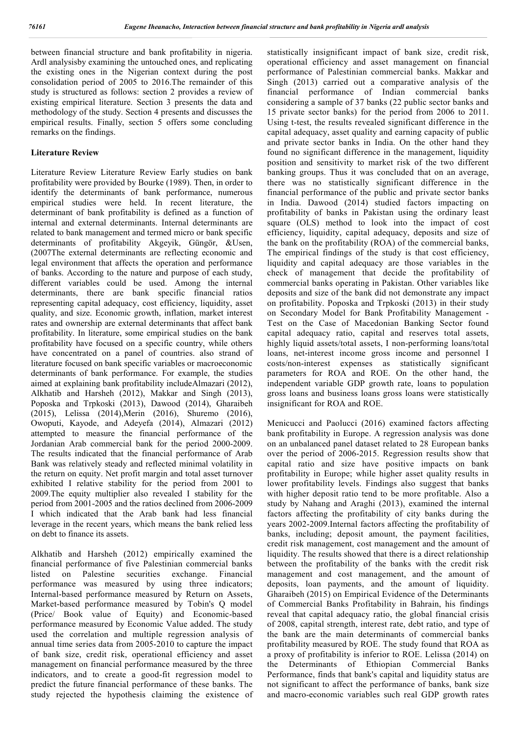between financial structure and bank profitability in nigeria. Ardl analysisby examining the untouched ones, and replicating the existing ones in the Nigerian context during the post consolidation period of 2005 to 2016.The remainder of this study is structured as follows: section 2 provides a review of existing empirical literature. Section 3 presents the data and methodology of the study. Section 4 presents and discusses the empirical results. Finally, section 5 offers some concluding remarks on the findings.

## Literature Review

Literature Review Literature Review Early studies on bank profitability were provided by Bourke (1989). Then, in order to identify the determinants of bank performance, numerous empirical studies were held. In recent literature, the determinant of bank profitability is defined as a function of internal and external determinants. Internal determinants are related to bank management and termed micro or bank specific determinants of profitability Akgeyik, Güngör, &Usen, (2007The external determinants are reflecting economic and legal environment that affects the operation and performance of banks. According to the nature and purpose of each study, different variables could be used. Among the internal determinants, there are bank specific financial ratios representing capital adequacy, cost efficiency, liquidity, asset quality, and size. Economic growth, inflation, market interest rates and ownership are external determinants that affect bank profitability. In literature, some empirical studies on the bank profitability have focused on a specific country, while others have concentrated on a panel of countries. also strand of literature focused on bank specific variables or macroeconomic determinants of bank performance. For example, the studies aimed at explaining bank profitability includeAlmazari (2012), Alkhatib and Harsheh (2012), Makkar and Singh (2013), Poposka and Trpkoski (2013), Dawood (2014), Gharaibeh (2015), Lelissa (2014),Merin (2016), Shuremo (2016), Owoputi, Kayode, and Adeyefa (2014), Almazari (2012) attempted to measure the financial performance of the Jordanian Arab commercial bank for the period 2000-2009. The results indicated that the financial performance of Arab Bank was relatively steady and reflected minimal volatility in the return on equity. Net profit margin and total asset turnover exhibited I relative stability for the period from 2001 to 2009.The equity multiplier also revealed I stability for the period from 2001-2005 and the ratios declined from 2006-2009 I which indicated that the Arab bank had less financial leverage in the recent years, which means the bank relied less on debt to finance its assets.

Alkhatib and Harsheh (2012) empirically examined the financial performance of five Palestinian commercial banks listed on Palestine securities exchange. Financial performance was measured by using three indicators; Internal-based performance measured by Return on Assets, Market-based performance measured by Tobin's Q model (Price/ Book value of Equity) and Economic-based performance measured by Economic Value added. The study used the correlation and multiple regression analysis of annual time series data from 2005-2010 to capture the impact of bank size, credit risk, operational efficiency and asset management on financial performance measured by the three indicators, and to create a good-fit regression model to predict the future financial performance of these banks. The study rejected the hypothesis claiming the existence of statistically insignificant impact of bank size, credit risk, operational efficiency and asset management on financial performance of Palestinian commercial banks. Makkar and Singh (2013) carried out a comparative analysis of the financial performance of Indian commercial banks considering a sample of 37 banks (22 public sector banks and 15 private sector banks) for the period from 2006 to 2011. Using t-test, the results revealed significant difference in the capital adequacy, asset quality and earning capacity of public and private sector banks in India. On the other hand they found no significant difference in the management, liquidity position and sensitivity to market risk of the two different banking groups. Thus it was concluded that on an average, there was no statistically significant difference in the financial performance of the public and private sector banks in India. Dawood (2014) studied factors impacting on profitability of banks in Pakistan using the ordinary least square (OLS) method to look into the impact of cost efficiency, liquidity, capital adequacy, deposits and size of the bank on the profitability (ROA) of the commercial banks, The empirical findings of the study is that cost efficiency, liquidity and capital adequacy are those variables in the check of management that decide the profitability of commercial banks operating in Pakistan. Other variables like deposits and size of the bank did not demonstrate any impact on profitability. Poposka and Trpkoski (2013) in their study on Secondary Model for Bank Profitability Management - Test on the Case of Macedonian Banking Sector found capital adequacy ratio, capital and reserves total assets, highly liquid assets/total assets, I non-performing loans/total loans, net-interest income gross income and personnel I costs/non-interest expenses as statistically significant parameters for ROA and ROE. On the other hand, the independent variable GDP growth rate, loans to population gross loans and business loans gross loans were statistically insignificant for ROA and ROE.

Menicucci and Paolucci (2016) examined factors affecting bank profitability in Europe. A regression analysis was done on an unbalanced panel dataset related to 28 European banks over the period of 2006-2015. Regression results show that capital ratio and size have positive impacts on bank profitability in Europe; while higher asset quality results in lower profitability levels. Findings also suggest that banks with higher deposit ratio tend to be more profitable. Also a study by Nahang and Araghi (2013), examined the internal factors affecting the profitability of city banks during the years 2002-2009.Internal factors affecting the profitability of banks, including; deposit amount, the payment facilities, credit risk management, cost management and the amount of liquidity. The results showed that there is a direct relationship between the profitability of the banks with the credit risk management and cost management, and the amount of deposits, loan payments, and the amount of liquidity. Gharaibeh (2015) on Empirical Evidence of the Determinants of Commercial Banks Profitability in Bahrain, his findings reveal that capital adequacy ratio, the global financial crisis of 2008, capital strength, interest rate, debt ratio, and type of the bank are the main determinants of commercial banks profitability measured by ROE. The study found that ROA as a proxy of profitability is inferior to ROE. Lelissa (2014) on the Determinants of Ethiopian Commercial Banks Performance, finds that bank's capital and liquidity status are not significant to affect the performance of banks, bank size and macro-economic variables such real GDP growth rates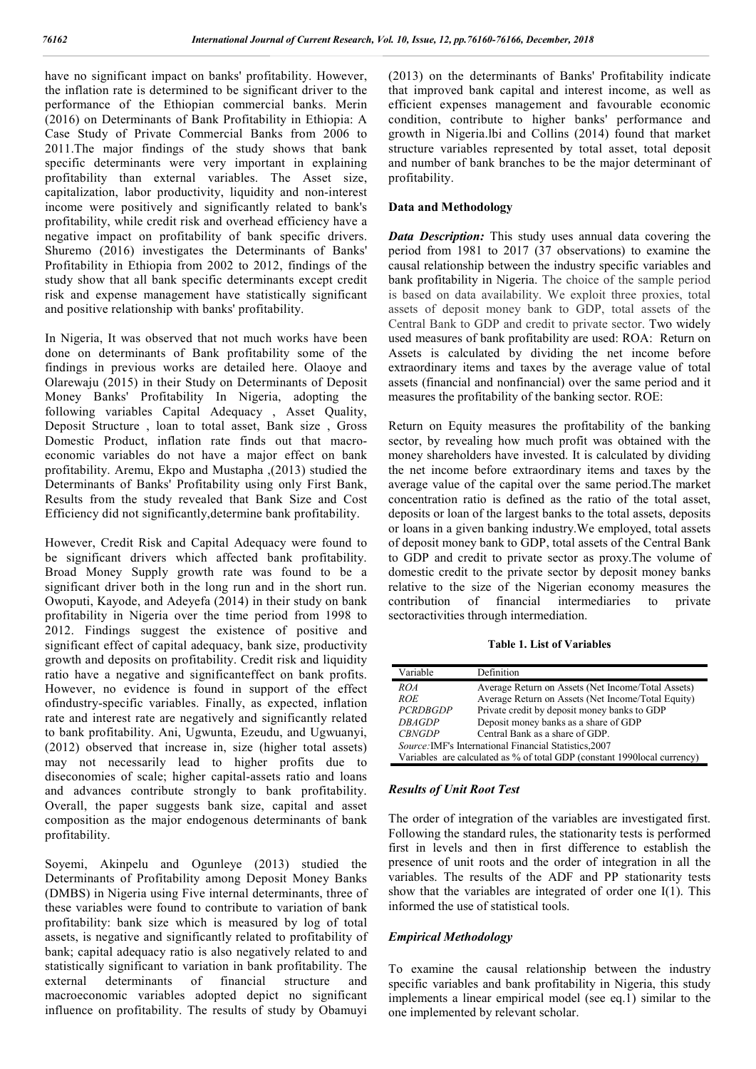have no significant impact on banks' profitability. However, the inflation rate is determined to be significant driver to the performance of the Ethiopian commercial banks. Merin (2016) on Determinants of Bank Profitability in Ethiopia: A Case Study of Private Commercial Banks from 2006 to 2011.The major findings of the study shows that bank specific determinants were very important in explaining profitability than external variables. The Asset size, capitalization, labor productivity, liquidity and non-interest income were positively and significantly related to bank's profitability, while credit risk and overhead efficiency have a negative impact on profitability of bank specific drivers. Shuremo (2016) investigates the Determinants of Banks' Profitability in Ethiopia from 2002 to 2012, findings of the study show that all bank specific determinants except credit risk and expense management have statistically significant and positive relationship with banks' profitability.

In Nigeria, It was observed that not much works have been done on determinants of Bank profitability some of the findings in previous works are detailed here. Olaoye and Olarewaju (2015) in their Study on Determinants of Deposit Money Banks' Profitability In Nigeria, adopting the following variables Capital Adequacy , Asset Quality, Deposit Structure , loan to total asset, Bank size , Gross Domestic Product, inflation rate finds out that macro-economic variables do not have a major effect on bank profitability. Aremu, Ekpo and Mustapha ,(2013) studied the Determinants of Banks' Profitability using only First Bank, Results from the study revealed that Bank Size and Cost Efficiency did not significantly,determine bank profitability.

However, Credit Risk and Capital Adequacy were found to be significant drivers which affected bank profitability. Broad Money Supply growth rate was found to be a significant driver both in the long run and in the short run. Owoputi, Kayode, and Adeyefa (2014) in their study on bank profitability in Nigeria over the time period from 1998 to 2012. Findings suggest the existence of positive and significant effect of capital adequacy, bank size, productivity growth and deposits on profitability. Credit risk and liquidity ratio have a negative and significanteffect on bank profits. However, no evidence is found in support of the effect ofindustry-specific variables. Finally, as expected, inflation rate and interest rate are negatively and significantly related to bank profitability. Ani, Ugwunta, Ezeudu, and Ugwuanyi, (2012) observed that increase in, size (higher total assets) may not necessarily lead to higher profits due to diseconomies of scale; higher capital-assets ratio and loans and advances contribute strongly to bank profitability. Overall, the paper suggests bank size, capital and asset composition as the major endogenous determinants of bank profitability.

Soyemi, Akinpelu and Ogunleye (2013) studied the Determinants of Profitability among Deposit Money Banks (DMBS) in Nigeria using Five internal determinants, three of these variables were found to contribute to variation of bank profitability: bank size which is measured by log of total assets, is negative and significantly related to profitability of bank; capital adequacy ratio is also negatively related to and statistically significant to variation in bank profitability. The external determinants of financial structure and macroeconomic variables adopted depict no significant influence on profitability. The results of study by Obamuyi (2013) on the determinants of Banks' Profitability indicate that improved bank capital and interest income, as well as efficient expenses management and favourable economic condition, contribute to higher banks' performance and growth in Nigeria.Ibi and Collins (2014) found that market structure variables represented by total asset, total deposit and number of bank branches to be the major determinant of profitability.

## Data and Methodology

***Data Description:*** This study uses annual data covering the period from 1981 to 2017 (37 observations) to examine the causal relationship between the industry specific variables and bank profitability in Nigeria. The choice of the sample period is based on data availability. We exploit three proxies, total assets of deposit money bank to GDP, total assets of the Central Bank to GDP and credit to private sector. Two widely used measures of bank profitability are used: ROA: Return on Assets is calculated by dividing the net income before extraordinary items and taxes by the average value of total assets (financial and nonfinancial) over the same period and it measures the profitability of the banking sector. ROE:

Return on Equity measures the profitability of the banking sector, by revealing how much profit was obtained with the money shareholders have invested. It is calculated by dividing the net income before extraordinary items and taxes by the average value of the capital over the same period.The market concentration ratio is defined as the ratio of the total asset, deposits or loan of the largest banks to the total assets, deposits or loans in a given banking industry.We employed, total assets of deposit money bank to GDP, total assets of the Central Bank to GDP and credit to private sector as proxy.The volume of domestic credit to the private sector by deposit money banks relative to the size of the Nigerian economy measures the contribution of financial intermediaries to private sectoractivities through intermediation.

**Table 1. List of Variables**

| Variable | Definition |
|---|---|
| *ROA* | Average Return on Assets (Net Income/Total Assets) |
| *ROE* | Average Return on Assets (Net Income/Total Equity) |
| *PCRDBGDP* | Private credit by deposit money banks to GDP |
| *DBAGDP* | Deposit money banks as a share of GDP |
| *CBNGDP* | Central Bank as a share of GDP. |

*Source:*IMF's International Financial Statistics,2007
Variables are calculated as % of total GDP (constant 1990local currency)

### *Results of Unit Root Test*

The order of integration of the variables are investigated first. Following the standard rules, the stationarity tests is performed first in levels and then in first difference to establish the presence of unit roots and the order of integration in all the variables. The results of the ADF and PP stationarity tests show that the variables are integrated of order one I(1). This informed the use of statistical tools.

### *Empirical Methodology*

To examine the causal relationship between the industry specific variables and bank profitability in Nigeria, this study implements a linear empirical model (see eq.1) similar to the one implemented by relevant scholar.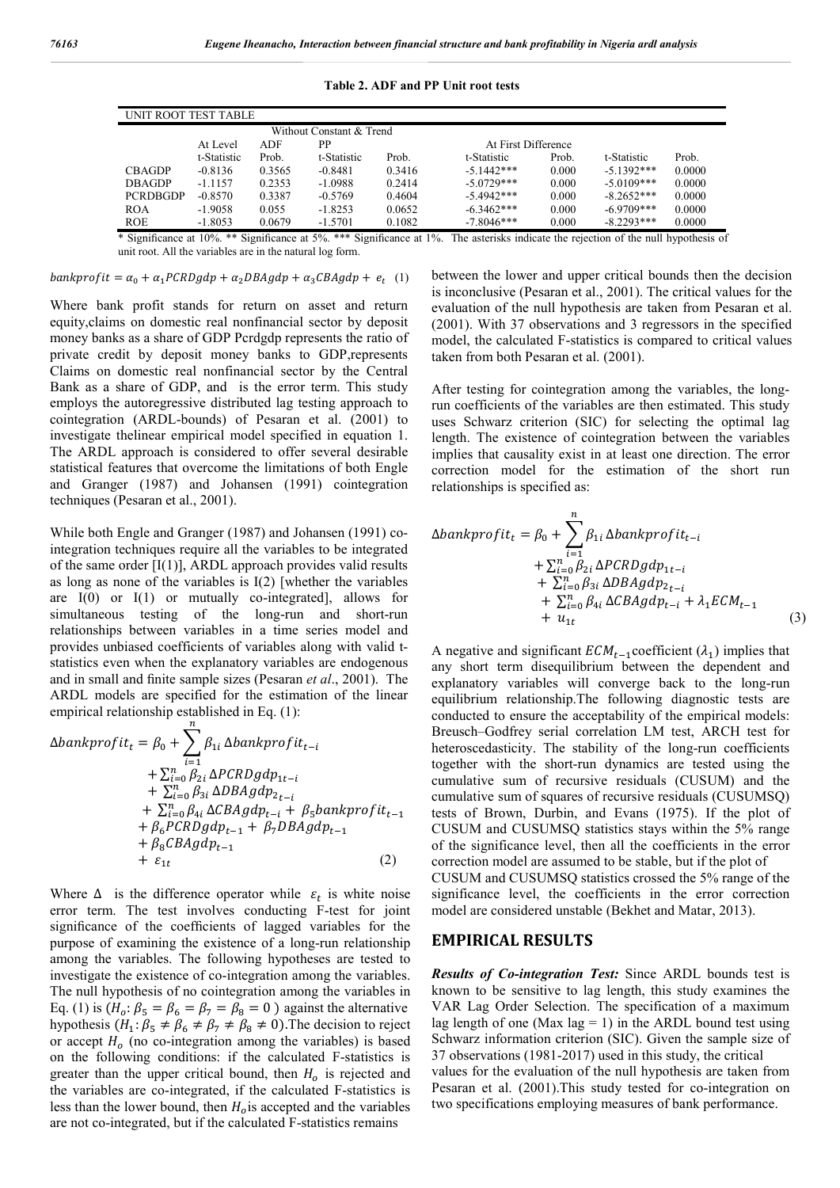**Table 2. ADF and PP Unit root tests**

| UNIT ROOT TEST TABLE | | | | | | | | |
|---|---|---|---|---|---|---|---|---|
| | Without Constant & Trend | | | | | | | |
| | At Level | ADF | PP | | At First Difference | | | |
| | t-Statistic | Prob. | t-Statistic | Prob. | t-Statistic | Prob. | t-Statistic | Prob. |
| CBAGDP | -0.8136 | 0.3565 | -0.8481 | 0.3416 | -5.1442*** | 0.000 | -5.1392*** | 0.0000 |
| DBAGDP | -1.1157 | 0.2353 | -1.0988 | 0.2414 | -5.0729*** | 0.000 | -5.0109*** | 0.0000 |
| PCRDBGDP | -0.8570 | 0.3387 | -0.5769 | 0.4604 | -5.4942*** | 0.000 | -8.2652*** | 0.0000 |
| ROA | -1.9058 | 0.055 | -1.8253 | 0.0652 | -6.3462*** | 0.000 | -6.9709*** | 0.0000 |
| ROE | -1.8053 | 0.0679 | -1.5701 | 0.1082 | -7.8046*** | 0.000 | -8.2293*** | 0.0000 |

* Significance at 10%. ** Significance at 5%. *** Significance at 1%. The asterisks indicate the rejection of the null hypothesis of unit root. All the variables are in the natural log form.

$$bankprofit = \alpha_0 + \alpha_1 PCRDgdp + \alpha_2 DBAgdp + \alpha_3 CBAgdp + e_t \quad (1)$$

Where bank profit stands for return on asset and return equity,claims on domestic real nonfinancial sector by deposit money banks as a share of GDP Pcrdgdp represents the ratio of private credit by deposit money banks to GDP,represents Claims on domestic real nonfinancial sector by the Central Bank as a share of GDP, and is the error term. This study employs the autoregressive distributed lag testing approach to cointegration (ARDL-bounds) of Pesaran et al. (2001) to investigate thelinear empirical model specified in equation 1. The ARDL approach is considered to offer several desirable statistical features that overcome the limitations of both Engle and Granger (1987) and Johansen (1991) cointegration techniques (Pesaran et al., 2001).

While both Engle and Granger (1987) and Johansen (1991) co-integration techniques require all the variables to be integrated of the same order [I(1)], ARDL approach provides valid results as long as none of the variables is I(2) [whether the variables are I(0) or I(1) or mutually co-integrated], allows for simultaneous testing of the long-run and short-run relationships between variables in a time series model and provides unbiased coefficients of variables along with valid t-statistics even when the explanatory variables are endogenous and in small and finite sample sizes (Pesaran *et al*., 2001). The ARDL models are specified for the estimation of the linear empirical relationship established in Eq. (1):

$$\begin{aligned}\Delta bankprofit_t = \beta_0 &+ \sum_{i=1}^{n} \beta_{1i}\, \Delta bankprofit_{t-i} \\ &+ \textstyle\sum_{i=0}^{n} \beta_{2i}\, \Delta PCRDgdp_{1t-i} \\ &+ \textstyle\sum_{i=0}^{n} \beta_{3i}\, \Delta DBAgdp_{2_{t-i}} \\ &+ \textstyle\sum_{i=0}^{n} \beta_{4i}\, \Delta CBAgdp_{t-i} + \beta_5 bankprofit_{t-1} \\ &+ \beta_6 PCRDgdp_{t-1} + \beta_7 DBAgdp_{t-1} \\ &+ \beta_8 CBAgdp_{t-1} \\ &+ \varepsilon_{1t} \end{aligned} \quad (2)$$

Where $\Delta$ is the difference operator while $\varepsilon_t$ is white noise error term. The test involves conducting F-test for joint significance of the coefficients of lagged variables for the purpose of examining the existence of a long-run relationship among the variables. The following hypotheses are tested to investigate the existence of co-integration among the variables. The null hypothesis of no cointegration among the variables in Eq. (1) is ($H_o: \beta_5 = \beta_6 = \beta_7 = \beta_8 = 0$ ) against the alternative hypothesis ($H_1: \beta_5 \neq \beta_6 \neq \beta_7 \neq \beta_8 \neq 0$).The decision to reject or accept $H_o$ (no co-integration among the variables) is based on the following conditions: if the calculated F-statistics is greater than the upper critical bound, then $H_o$ is rejected and the variables are co-integrated, if the calculated F-statistics is less than the lower bound, then $H_o$is accepted and the variables are not co-integrated, but if the calculated F-statistics remains between the lower and upper critical bounds then the decision is inconclusive (Pesaran et al., 2001). The critical values for the evaluation of the null hypothesis are taken from Pesaran et al. (2001). With 37 observations and 3 regressors in the specified model, the calculated F-statistics is compared to critical values taken from both Pesaran et al. (2001).

After testing for cointegration among the variables, the long-run coefficients of the variables are then estimated. This study uses Schwarz criterion (SIC) for selecting the optimal lag length. The existence of cointegration between the variables implies that causality exist in at least one direction. The error correction model for the estimation of the short run relationships is specified as:

$$\begin{aligned}\Delta bankprofit_t = \beta_0 &+ \sum_{i=1}^{n} \beta_{1i}\, \Delta bankprofit_{t-i} \\ &+ \textstyle\sum_{i=0}^{n} \beta_{2i}\, \Delta PCRDgdp_{1t-i} \\ &+ \textstyle\sum_{i=0}^{n} \beta_{3i}\, \Delta DBAgdp_{2_{t-i}} \\ &+ \textstyle\sum_{i=0}^{n} \beta_{4i}\, \Delta CBAgdp_{t-i} + \lambda_1 ECM_{t-1} \\ &+ u_{1t} \end{aligned} \quad (3)$$

A negative and significant $ECM_{t-1}$coefficient ($\lambda_1$) implies that any short term disequilibrium between the dependent and explanatory variables will converge back to the long-run equilibrium relationship.The following diagnostic tests are conducted to ensure the acceptability of the empirical models: Breusch–Godfrey serial correlation LM test, ARCH test for heteroscedasticity. The stability of the long-run coefficients together with the short-run dynamics are tested using the cumulative sum of recursive residuals (CUSUM) and the cumulative sum of squares of recursive residuals (CUSUMSQ) tests of Brown, Durbin, and Evans (1975). If the plot of CUSUM and CUSUMSQ statistics stays within the 5% range of the significance level, then all the coefficients in the error correction model are assumed to be stable, but if the plot of CUSUM and CUSUMSQ statistics crossed the 5% range of the significance level, the coefficients in the error correction model are considered unstable (Bekhet and Matar, 2013).

## EMPIRICAL RESULTS

***Results of Co-integration Test:*** Since ARDL bounds test is known to be sensitive to lag length, this study examines the VAR Lag Order Selection. The specification of a maximum lag length of one (Max lag = 1) in the ARDL bound test using Schwarz information criterion (SIC). Given the sample size of 37 observations (1981-2017) used in this study, the critical values for the evaluation of the null hypothesis are taken from Pesaran et al. (2001).This study tested for co-integration on two specifications employing measures of bank performance.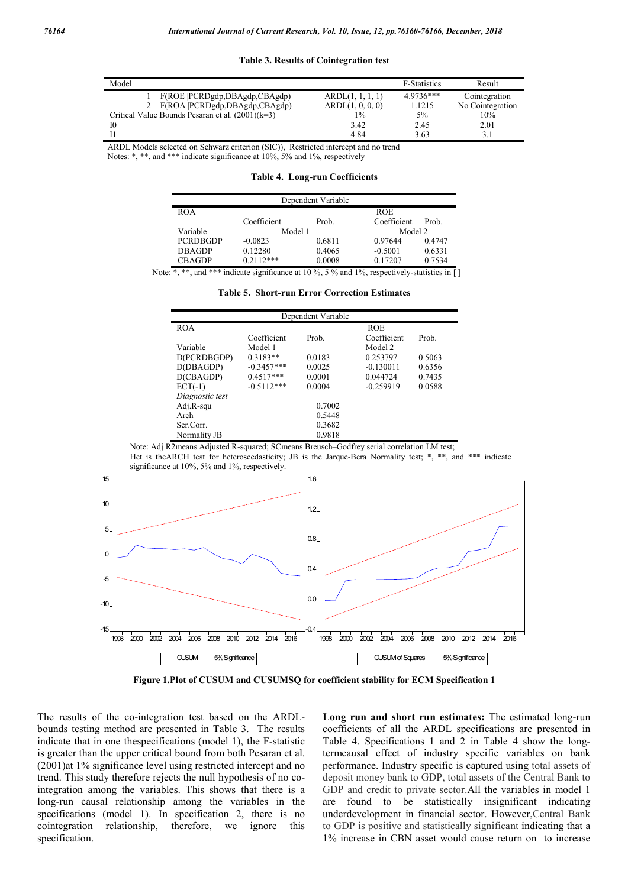**Table 3. Results of Cointegration test**

| Model | | F-Statistics | Result |
|---|---|---|---|
| 1 F(ROE \|PCRDgdp,DBAgdp,CBAgdp) | ARDL(1, 1, 1, 1) | 4.9736*** | Cointegration |
| 2 F(ROA \|PCRDgdp,DBAgdp,CBAgdp) | ARDL(1, 0, 0, 0) | 1.1215 | No Cointegration |
| Critical Value Bounds Pesaran et al. (2001)(k=3) | 1% | 5% | 10% |
| I0 | 3.42 | 2.45 | 2.01 |
| I1 | 4.84 | 3.63 | 3.1 |

ARDL Models selected on Schwarz criterion (SIC)), Restricted intercept and no trend
Notes: *, **, and *** indicate significance at 10%, 5% and 1%, respectively

**Table 4. Long-run Coefficients**

| Dependent Variable | | | | |
|---|---|---|---|---|
| ROA | | | ROE | |
| | Coefficient | Prob. | Coefficient | Prob. |
| Variable | Model 1 | | Model 2 | |
| PCRDBGDP | -0.0823 | 0.6811 | 0.97644 | 0.4747 |
| DBAGDP | 0.12280 | 0.4065 | -0.5001 | 0.6331 |
| CBAGDP | 0.2112*** | 0.0008 | 0.17207 | 0.7534 |

Note: *, **, and *** indicate significance at 10 %, 5 % and 1%, respectively-statistics in [ ]

**Table 5. Short-run Error Correction Estimates**

| Dependent Variable | | | | |
|---|---|---|---|---|
| ROA | | | ROE | |
| | Coefficient | Prob. | Coefficient | Prob. |
| Variable | Model 1 | | Model 2 | |
| D(PCRDBGDP) | 0.3183** | 0.0183 | 0.253797 | 0.5063 |
| D(DBAGDP) | -0.3457*** | 0.0025 | -0.130011 | 0.6356 |
| D(CBAGDP) | 0.4517*** | 0.0001 | 0.044724 | 0.7435 |
| ECT(-1) | -0.5112*** | 0.0004 | -0.259919 | 0.0588 |
| *Diagnostic test* | | | | |
| Adj.R-squ | | 0.7002 | | |
| Arch | | 0.5448 | | |
| Ser.Corr. | | 0.3682 | | |
| Normality JB | | 0.9818 | | |

Note: Adj R2means Adjusted R-squared; SCmeans Breusch–Godfrey serial correlation LM test; Het is theARCH test for heteroscedasticity; JB is the Jarque-Bera Normality test; *, **, and *** indicate significance at 10%, 5% and 1%, respectively.

**Figure 1.Plot of CUSUM and CUSUMSQ for coefficient stability for ECM Specification 1**

The results of the co-integration test based on the ARDL-bounds testing method are presented in Table 3. The results indicate that in one thespecifications (model 1), the F-statistic is greater than the upper critical bound from both Pesaran et al. (2001)at 1% significance level using restricted intercept and no trend. This study therefore rejects the null hypothesis of no co-integration among the variables. This shows that there is a long-run causal relationship among the variables in the specifications (model 1). In specification 2, there is no cointegration relationship, therefore, we ignore this specification.

**Long run and short run estimates:** The estimated long-run coefficients of all the ARDL specifications are presented in Table 4. Specifications 1 and 2 in Table 4 show the long-termcausal effect of industry specific variables on bank performance. Industry specific is captured using total assets of deposit money bank to GDP, total assets of the Central Bank to GDP and credit to private sector.All the variables in model 1 are found to be statistically insignificant indicating underdevelopment in financial sector. However,Central Bank to GDP is positive and statistically significant indicating that a 1% increase in CBN asset would cause return on to increase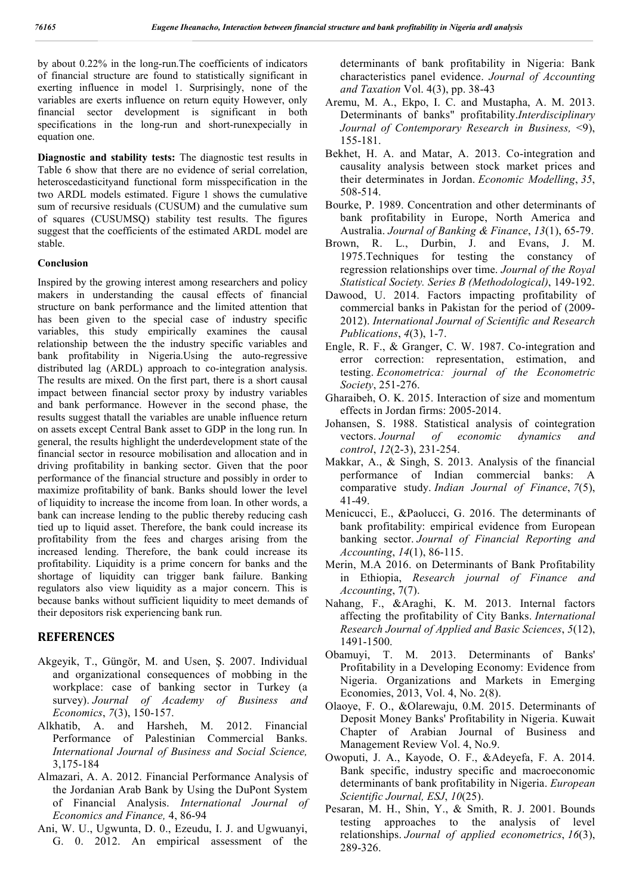by about 0.22% in the long-run.The coefficients of indicators of financial structure are found to statistically significant in exerting influence in model 1. Surprisingly, none of the variables are exerts influence on return equity However, only financial sector development is significant in both specifications in the long-run and short-runexpecially in equation one.

**Diagnostic and stability tests:** The diagnostic test results in Table 6 show that there are no evidence of serial correlation, heteroscedasticityand functional form misspecification in the two ARDL models estimated. Figure 1 shows the cumulative sum of recursive residuals (CUSUM) and the cumulative sum of squares (CUSUMSQ) stability test results. The figures suggest that the coefficients of the estimated ARDL model are stable.

### Conclusion

Inspired by the growing interest among researchers and policy makers in understanding the causal effects of financial structure on bank performance and the limited attention that has been given to the special case of industry specific variables, this study empirically examines the causal relationship between the the industry specific variables and bank profitability in Nigeria.Using the auto-regressive distributed lag (ARDL) approach to co-integration analysis. The results are mixed. On the first part, there is a short causal impact between financial sector proxy by industry variables and bank performance. However in the second phase, the results suggest thatall the variables are unable influence return on assets except Central Bank asset to GDP in the long run. In general, the results highlight the underdevelopment state of the financial sector in resource mobilisation and allocation and in driving profitability in banking sector. Given that the poor performance of the financial structure and possibly in order to maximize profitability of bank. Banks should lower the level of liquidity to increase the income from loan. In other words, a bank can increase lending to the public thereby reducing cash tied up to liquid asset. Therefore, the bank could increase its profitability from the fees and charges arising from the increased lending. Therefore, the bank could increase its profitability. Liquidity is a prime concern for banks and the shortage of liquidity can trigger bank failure. Banking regulators also view liquidity as a major concern. This is because banks without sufficient liquidity to meet demands of their depositors risk experiencing bank run.

## REFERENCES

- Akgeyik, T., Güngör, M. and Usen, Ş. 2007. Individual and organizational consequences of mobbing in the workplace: case of banking sector in Turkey (a survey). *Journal of Academy of Business and Economics*, *7*(3), 150-157.
- Alkhatib, A. and Harsheh, M. 2012. Financial Performance of Palestinian Commercial Banks. *International Journal of Business and Social Science,* 3,175-184
- Almazari, A. A. 2012. Financial Performance Analysis of the Jordanian Arab Bank by Using the DuPont System of Financial Analysis. *International Journal of Economics and Finance,* 4, 86-94
- Ani, W. U., Ugwunta, D. 0., Ezeudu, I. J. and Ugwuanyi, G. 0. 2012. An empirical assessment of the determinants of bank profitability in Nigeria: Bank characteristics panel evidence. *Journal of Accounting and Taxation* Vol. 4(3), pp. 38-43
- Aremu, M. A., Ekpo, I. C. and Mustapha, A. M. 2013. Determinants of banks" profitability.*Interdisciplinary Journal of Contemporary Research in Business,* <9), 155-181.
- Bekhet, H. A. and Matar, A. 2013. Co-integration and causality analysis between stock market prices and their determinates in Jordan. *Economic Modelling*, *35*, 508-514.
- Bourke, P. 1989. Concentration and other determinants of bank profitability in Europe, North America and Australia. *Journal of Banking & Finance*, *13*(1), 65-79.
- Brown, R. L., Durbin, J. and Evans, J. M. 1975.Techniques for testing the constancy of regression relationships over time. *Journal of the Royal Statistical Society. Series B (Methodological)*, 149-192.
- Dawood, U. 2014. Factors impacting profitability of commercial banks in Pakistan for the period of (2009-2012). *International Journal of Scientific and Research Publications*, *4*(3), 1-7.
- Engle, R. F., & Granger, C. W. 1987. Co-integration and error correction: representation, estimation, and testing. *Econometrica: journal of the Econometric Society*, 251-276.
- Gharaibeh, O. K. 2015. Interaction of size and momentum effects in Jordan firms: 2005-2014.
- Johansen, S. 1988. Statistical analysis of cointegration vectors. *Journal of economic dynamics and control*, *12*(2-3), 231-254.
- Makkar, A., & Singh, S. 2013. Analysis of the financial performance of Indian commercial banks: A comparative study. *Indian Journal of Finance*, *7*(5), 41-49.
- Menicucci, E., &Paolucci, G. 2016. The determinants of bank profitability: empirical evidence from European banking sector. *Journal of Financial Reporting and Accounting*, *14*(1), 86-115.
- Merin, M.A 2016. on Determinants of Bank Profitability in Ethiopia, *Research journal of Finance and Accounting*, 7(7).
- Nahang, F., &Araghi, K. M. 2013. Internal factors affecting the profitability of City Banks. *International Research Journal of Applied and Basic Sciences*, *5*(12), 1491-1500.
- Obamuyi, T. M. 2013. Determinants of Banks' Profitability in a Developing Economy: Evidence from Nigeria. Organizations and Markets in Emerging Economies, 2013, Vol. 4, No. 2(8).
- Olaoye, F. O., &Olarewaju, 0.M. 2015. Determinants of Deposit Money Banks' Profitability in Nigeria. Kuwait Chapter of Arabian Journal of Business and Management Review Vol. 4, No.9.
- Owoputi, J. A., Kayode, O. F., &Adeyefa, F. A. 2014. Bank specific, industry specific and macroeconomic determinants of bank profitability in Nigeria. *European Scientific Journal, ESJ*, *10*(25).
- Pesaran, M. H., Shin, Y., & Smith, R. J. 2001. Bounds testing approaches to the analysis of level relationships. *Journal of applied econometrics*, *16*(3), 289-326.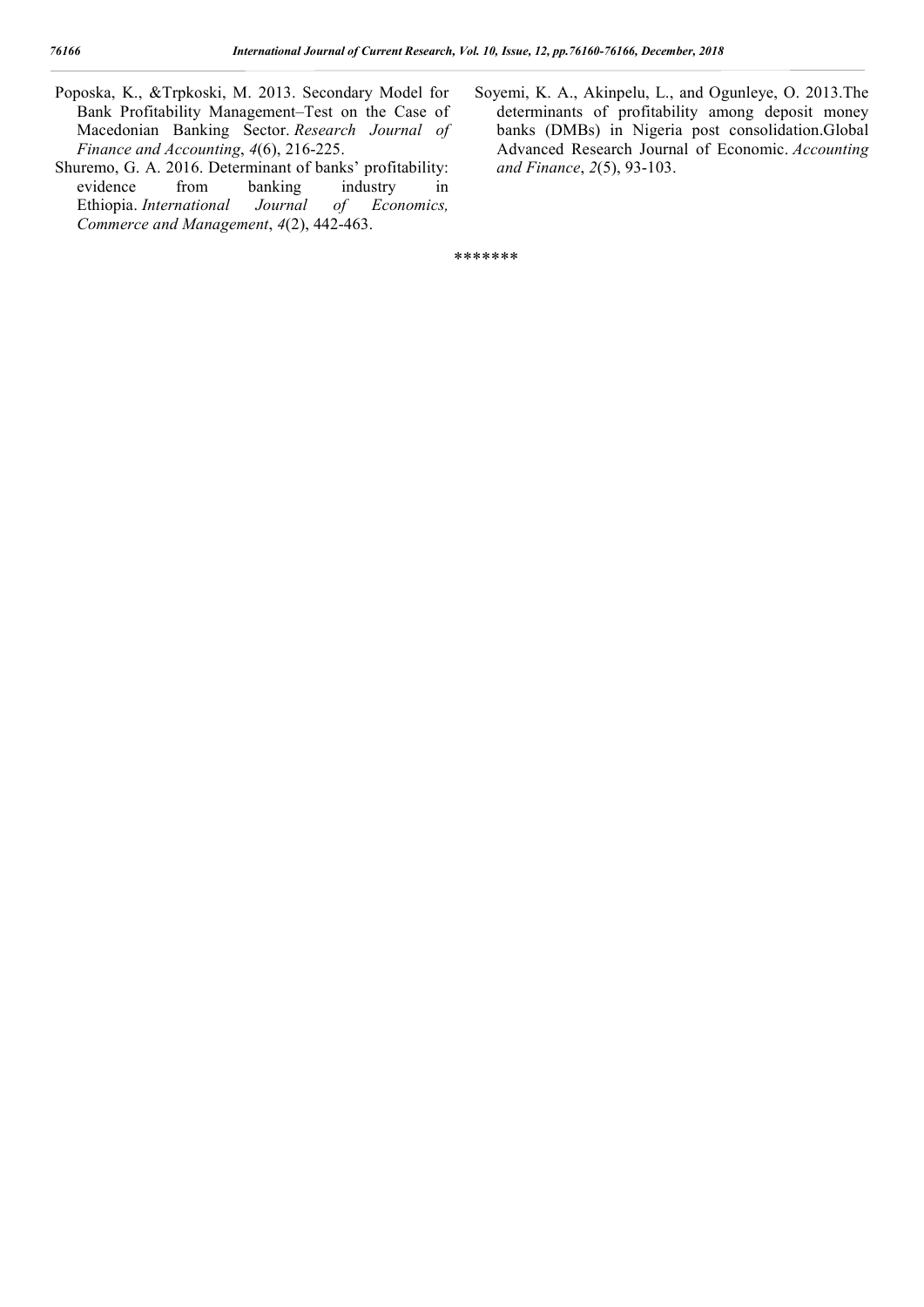Poposka, K., &Trpkoski, M. 2013. Secondary Model for Bank Profitability Management–Test on the Case of Macedonian Banking Sector. *Research Journal of Finance and Accounting*, *4*(6), 216-225.

Shuremo, G. A. 2016. Determinant of banks' profitability: evidence from banking industry in Ethiopia. *International Journal of Economics, Commerce and Management*, *4*(2), 442-463.

Soyemi, K. A., Akinpelu, L., and Ogunleye, O. 2013.The determinants of profitability among deposit money banks (DMBs) in Nigeria post consolidation.Global Advanced Research Journal of Economic. *Accounting and Finance*, *2*(5), 93-103.

*******